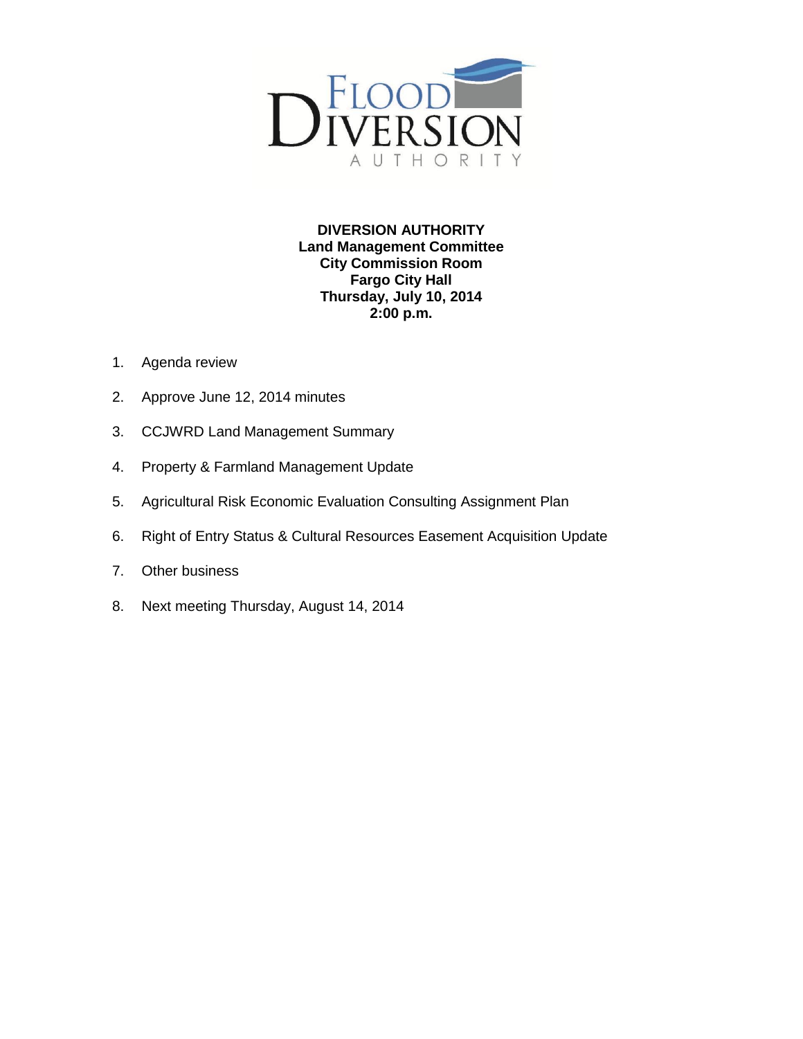**DIVERSION AUTHORITY**
**Land Management Committee**
**City Commission Room**
**Fargo City Hall**
**Thursday, July 10, 2014**
**2:00 p.m.**

1. Agenda review
2. Approve June 12, 2014 minutes
3. CCJWRD Land Management Summary
4. Property & Farmland Management Update
5. Agricultural Risk Economic Evaluation Consulting Assignment Plan
6. Right of Entry Status & Cultural Resources Easement Acquisition Update
7. Other business
8. Next meeting Thursday, August 14, 2014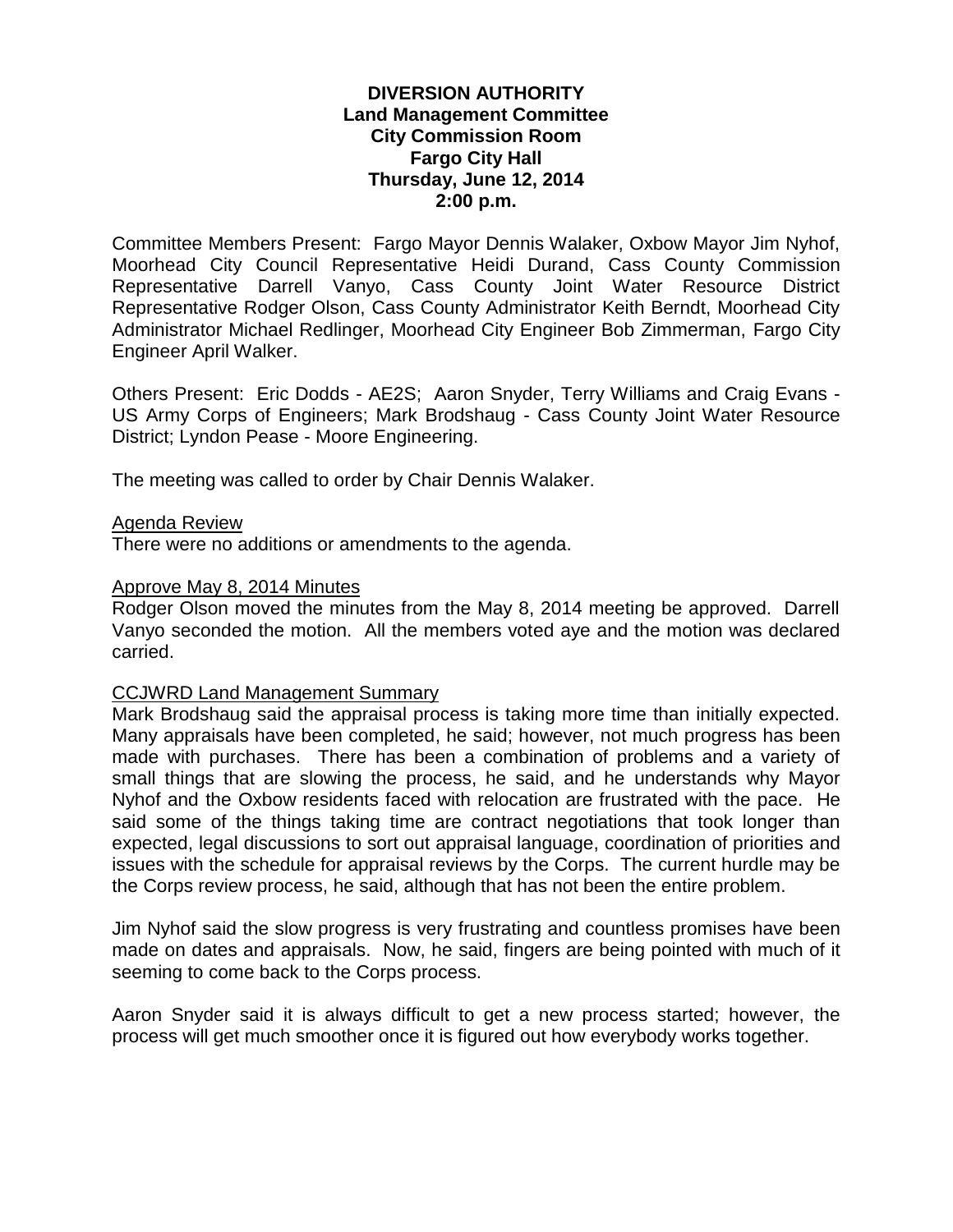**DIVERSION AUTHORITY**
**Land Management Committee**
**City Commission Room**
**Fargo City Hall**
**Thursday, June 12, 2014**
**2:00 p.m.**

Committee Members Present: Fargo Mayor Dennis Walaker, Oxbow Mayor Jim Nyhof, Moorhead City Council Representative Heidi Durand, Cass County Commission Representative Darrell Vanyo, Cass County Joint Water Resource District Representative Rodger Olson, Cass County Administrator Keith Berndt, Moorhead City Administrator Michael Redlinger, Moorhead City Engineer Bob Zimmerman, Fargo City Engineer April Walker.

Others Present: Eric Dodds - AE2S; Aaron Snyder, Terry Williams and Craig Evans - US Army Corps of Engineers; Mark Brodshaug - Cass County Joint Water Resource District; Lyndon Pease - Moore Engineering.

The meeting was called to order by Chair Dennis Walaker.

Agenda Review
There were no additions or amendments to the agenda.

Approve May 8, 2014 Minutes
Rodger Olson moved the minutes from the May 8, 2014 meeting be approved. Darrell Vanyo seconded the motion. All the members voted aye and the motion was declared carried.

CCJWRD Land Management Summary
Mark Brodshaug said the appraisal process is taking more time than initially expected. Many appraisals have been completed, he said; however, not much progress has been made with purchases. There has been a combination of problems and a variety of small things that are slowing the process, he said, and he understands why Mayor Nyhof and the Oxbow residents faced with relocation are frustrated with the pace. He said some of the things taking time are contract negotiations that took longer than expected, legal discussions to sort out appraisal language, coordination of priorities and issues with the schedule for appraisal reviews by the Corps. The current hurdle may be the Corps review process, he said, although that has not been the entire problem.

Jim Nyhof said the slow progress is very frustrating and countless promises have been made on dates and appraisals. Now, he said, fingers are being pointed with much of it seeming to come back to the Corps process.

Aaron Snyder said it is always difficult to get a new process started; however, the process will get much smoother once it is figured out how everybody works together.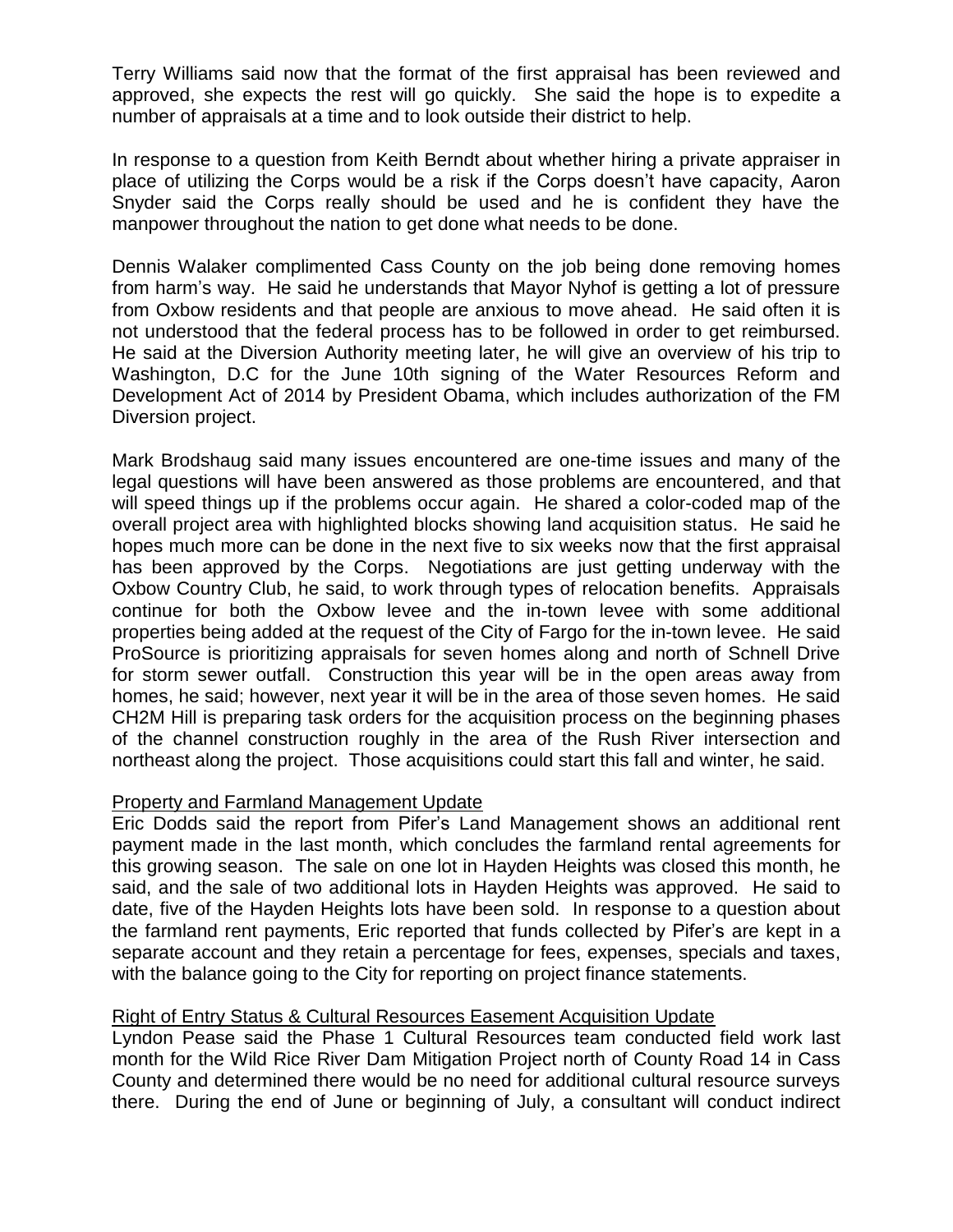Terry Williams said now that the format of the first appraisal has been reviewed and approved, she expects the rest will go quickly. She said the hope is to expedite a number of appraisals at a time and to look outside their district to help.

In response to a question from Keith Berndt about whether hiring a private appraiser in place of utilizing the Corps would be a risk if the Corps doesn't have capacity, Aaron Snyder said the Corps really should be used and he is confident they have the manpower throughout the nation to get done what needs to be done.

Dennis Walaker complimented Cass County on the job being done removing homes from harm's way. He said he understands that Mayor Nyhof is getting a lot of pressure from Oxbow residents and that people are anxious to move ahead. He said often it is not understood that the federal process has to be followed in order to get reimbursed. He said at the Diversion Authority meeting later, he will give an overview of his trip to Washington, D.C for the June 10th signing of the Water Resources Reform and Development Act of 2014 by President Obama, which includes authorization of the FM Diversion project.

Mark Brodshaug said many issues encountered are one-time issues and many of the legal questions will have been answered as those problems are encountered, and that will speed things up if the problems occur again. He shared a color-coded map of the overall project area with highlighted blocks showing land acquisition status. He said he hopes much more can be done in the next five to six weeks now that the first appraisal has been approved by the Corps. Negotiations are just getting underway with the Oxbow Country Club, he said, to work through types of relocation benefits. Appraisals continue for both the Oxbow levee and the in-town levee with some additional properties being added at the request of the City of Fargo for the in-town levee. He said ProSource is prioritizing appraisals for seven homes along and north of Schnell Drive for storm sewer outfall. Construction this year will be in the open areas away from homes, he said; however, next year it will be in the area of those seven homes. He said CH2M Hill is preparing task orders for the acquisition process on the beginning phases of the channel construction roughly in the area of the Rush River intersection and northeast along the project. Those acquisitions could start this fall and winter, he said.

Property and Farmland Management Update

Eric Dodds said the report from Pifer's Land Management shows an additional rent payment made in the last month, which concludes the farmland rental agreements for this growing season. The sale on one lot in Hayden Heights was closed this month, he said, and the sale of two additional lots in Hayden Heights was approved. He said to date, five of the Hayden Heights lots have been sold. In response to a question about the farmland rent payments, Eric reported that funds collected by Pifer's are kept in a separate account and they retain a percentage for fees, expenses, specials and taxes, with the balance going to the City for reporting on project finance statements.

Right of Entry Status & Cultural Resources Easement Acquisition Update

Lyndon Pease said the Phase 1 Cultural Resources team conducted field work last month for the Wild Rice River Dam Mitigation Project north of County Road 14 in Cass County and determined there would be no need for additional cultural resource surveys there. During the end of June or beginning of July, a consultant will conduct indirect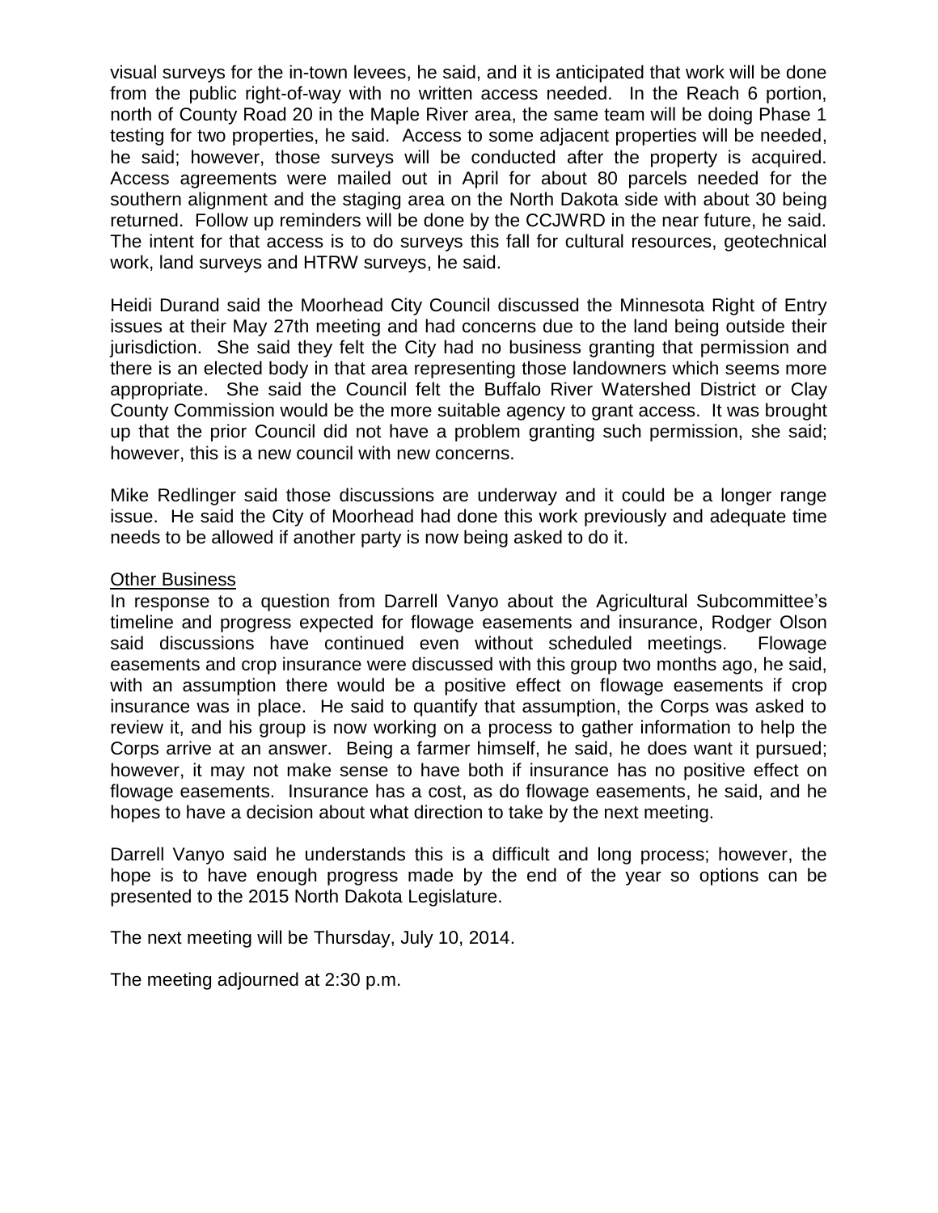visual surveys for the in-town levees, he said, and it is anticipated that work will be done from the public right-of-way with no written access needed. In the Reach 6 portion, north of County Road 20 in the Maple River area, the same team will be doing Phase 1 testing for two properties, he said. Access to some adjacent properties will be needed, he said; however, those surveys will be conducted after the property is acquired. Access agreements were mailed out in April for about 80 parcels needed for the southern alignment and the staging area on the North Dakota side with about 30 being returned. Follow up reminders will be done by the CCJWRD in the near future, he said. The intent for that access is to do surveys this fall for cultural resources, geotechnical work, land surveys and HTRW surveys, he said.

Heidi Durand said the Moorhead City Council discussed the Minnesota Right of Entry issues at their May 27th meeting and had concerns due to the land being outside their jurisdiction. She said they felt the City had no business granting that permission and there is an elected body in that area representing those landowners which seems more appropriate. She said the Council felt the Buffalo River Watershed District or Clay County Commission would be the more suitable agency to grant access. It was brought up that the prior Council did not have a problem granting such permission, she said; however, this is a new council with new concerns.

Mike Redlinger said those discussions are underway and it could be a longer range issue. He said the City of Moorhead had done this work previously and adequate time needs to be allowed if another party is now being asked to do it.

Other Business

In response to a question from Darrell Vanyo about the Agricultural Subcommittee's timeline and progress expected for flowage easements and insurance, Rodger Olson said discussions have continued even without scheduled meetings. Flowage easements and crop insurance were discussed with this group two months ago, he said, with an assumption there would be a positive effect on flowage easements if crop insurance was in place. He said to quantify that assumption, the Corps was asked to review it, and his group is now working on a process to gather information to help the Corps arrive at an answer. Being a farmer himself, he said, he does want it pursued; however, it may not make sense to have both if insurance has no positive effect on flowage easements. Insurance has a cost, as do flowage easements, he said, and he hopes to have a decision about what direction to take by the next meeting.

Darrell Vanyo said he understands this is a difficult and long process; however, the hope is to have enough progress made by the end of the year so options can be presented to the 2015 North Dakota Legislature.

The next meeting will be Thursday, July 10, 2014.

The meeting adjourned at 2:30 p.m.